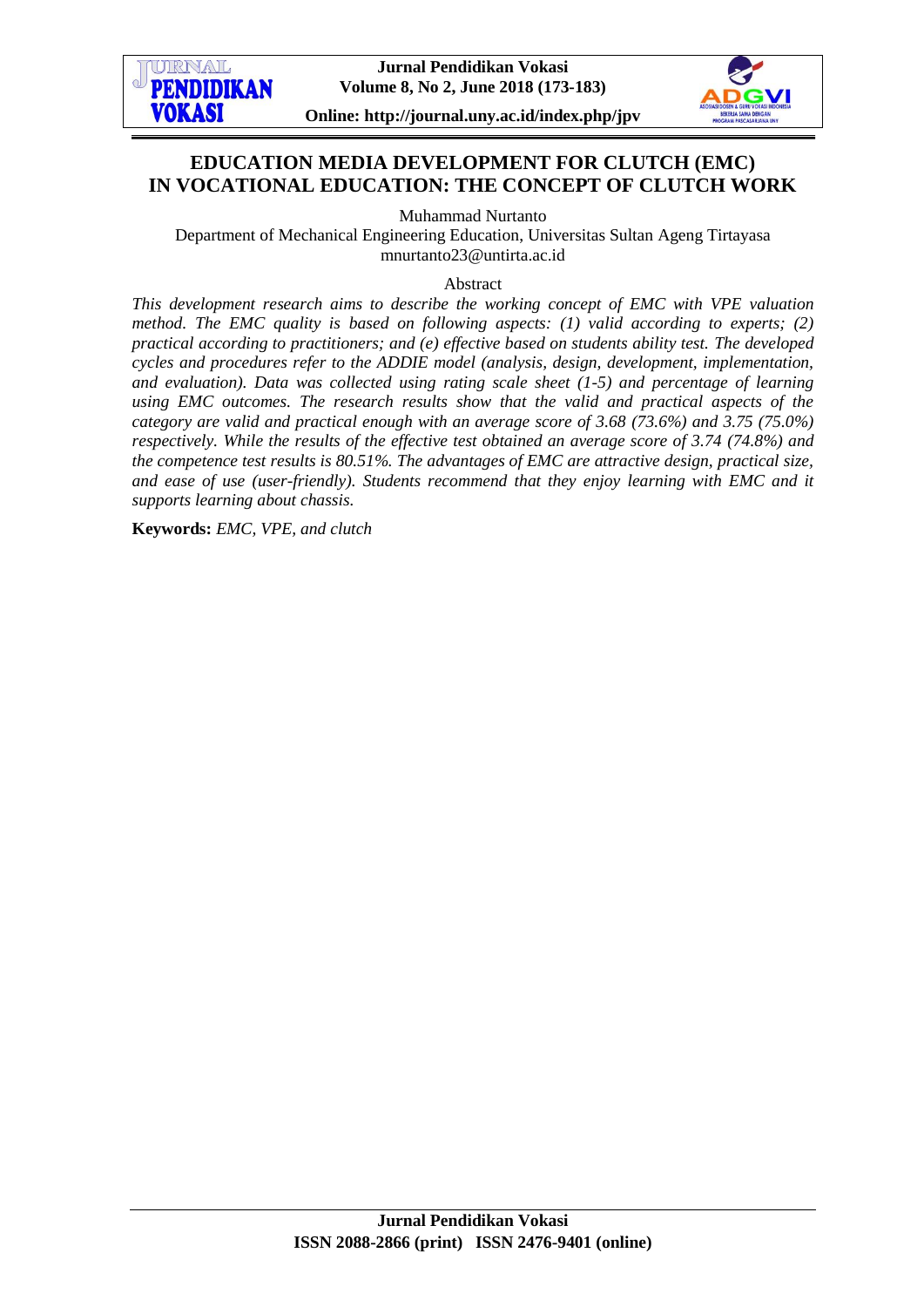# EDUCATION MEDIA DEVELOPMENT FOR CLUTCH (EMC) IN VOCATIONAL EDUCATION: THE CONCEPT OF CLUTCH WORK

Muhammad Nurtanto

Department of Mechanical Engineering Education, Universitas Sultan Ageng Tirtayasa

mnurtanto23@untirta.ac.id

## Abstract

*This development research aims to describe the working concept of EMC with VPE valuation method. The EMC quality is based on following aspects: (1) valid according to experts; (2) practical according to practitioners; and (e) effective based on students ability test. The developed cycles and procedures refer to the ADDIE model (analysis, design, development, implementation, and evaluation). Data was collected using rating scale sheet (1-5) and percentage of learning using EMC outcomes. The research results show that the valid and practical aspects of the category are valid and practical enough with an average score of 3.68 (73.6%) and 3.75 (75.0%) respectively. While the results of the effective test obtained an average score of 3.74 (74.8%) and the competence test results is 80.51%. The advantages of EMC are attractive design, practical size, and ease of use (user-friendly). Students recommend that they enjoy learning with EMC and it supports learning about chassis.*

**Keywords:** *EMC, VPE, and clutch*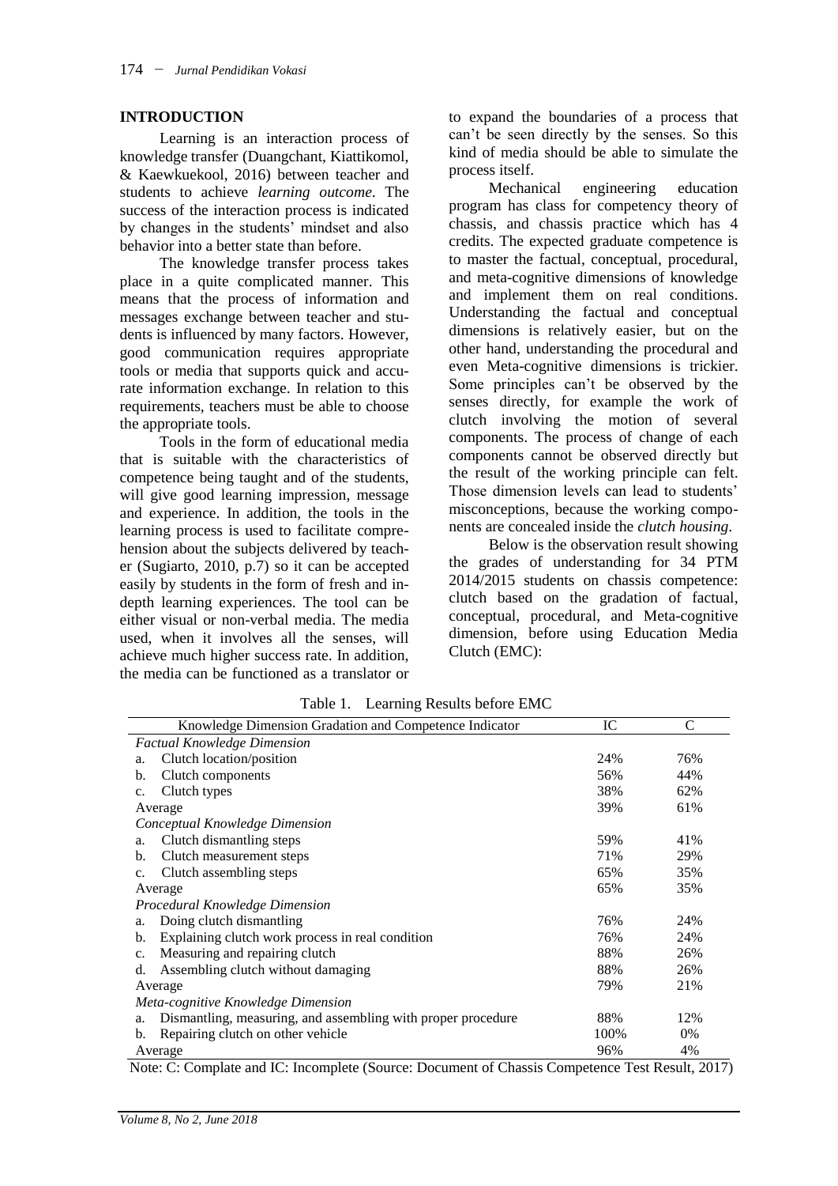## INTRODUCTION

Learning is an interaction process of knowledge transfer (Duangchant, Kiattikomol, & Kaewkuekool, 2016) between teacher and students to achieve *learning outcome*. The success of the interaction process is indicated by changes in the students' mindset and also behavior into a better state than before.

The knowledge transfer process takes place in a quite complicated manner. This means that the process of information and messages exchange between teacher and students is influenced by many factors. However, good communication requires appropriate tools or media that supports quick and accurate information exchange. In relation to this requirements, teachers must be able to choose the appropriate tools.

Tools in the form of educational media that is suitable with the characteristics of competence being taught and of the students, will give good learning impression, message and experience. In addition, the tools in the learning process is used to facilitate comprehension about the subjects delivered by teacher (Sugiarto, 2010, p.7) so it can be accepted easily by students in the form of fresh and in-depth learning experiences. The tool can be either visual or non-verbal media. The media used, when it involves all the senses, will achieve much higher success rate. In addition, the media can be functioned as a translator or to expand the boundaries of a process that can't be seen directly by the senses. So this kind of media should be able to simulate the process itself.

Mechanical engineering education program has class for competency theory of chassis, and chassis practice which has 4 credits. The expected graduate competence is to master the factual, conceptual, procedural, and meta-cognitive dimensions of knowledge and implement them on real conditions. Understanding the factual and conceptual dimensions is relatively easier, but on the other hand, understanding the procedural and even Meta-cognitive dimensions is trickier. Some principles can't be observed by the senses directly, for example the work of clutch involving the motion of several components. The process of change of each components cannot be observed directly but the result of the working principle can felt. Those dimension levels can lead to students' misconceptions, because the working components are concealed inside the *clutch housing*.

Below is the observation result showing the grades of understanding for 34 PTM 2014/2015 students on chassis competence: clutch based on the gradation of factual, conceptual, procedural, and Meta-cognitive dimension, before using Education Media Clutch (EMC):

Table 1. Learning Results before EMC

| Knowledge Dimension Gradation and Competence Indicator | IC | C |
|---|---|---|
| *Factual Knowledge Dimension* | | |
| a. Clutch location/position | 24% | 76% |
| b. Clutch components | 56% | 44% |
| c. Clutch types | 38% | 62% |
| Average | 39% | 61% |
| *Conceptual Knowledge Dimension* | | |
| a. Clutch dismantling steps | 59% | 41% |
| b. Clutch measurement steps | 71% | 29% |
| c. Clutch assembling steps | 65% | 35% |
| Average | 65% | 35% |
| *Procedural Knowledge Dimension* | | |
| a. Doing clutch dismantling | 76% | 24% |
| b. Explaining clutch work process in real condition | 76% | 24% |
| c. Measuring and repairing clutch | 88% | 26% |
| d. Assembling clutch without damaging | 88% | 26% |
| Average | 79% | 21% |
| *Meta-cognitive Knowledge Dimension* | | |
| a. Dismantling, measuring, and assembling with proper procedure | 88% | 12% |
| b. Repairing clutch on other vehicle | 100% | 0% |
| Average | 96% | 4% |

Note: C: Complate and IC: Incomplete (Source: Document of Chassis Competence Test Result, 2017)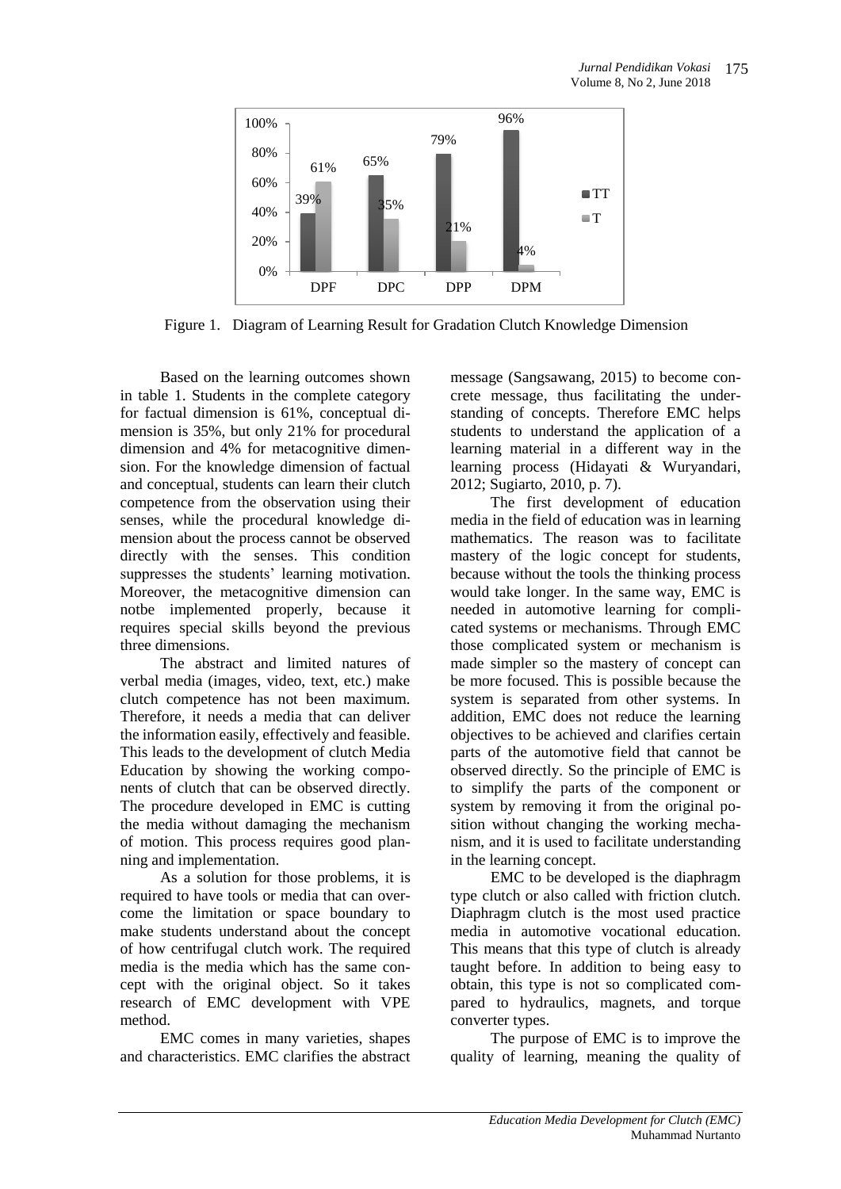Figure 1. Diagram of Learning Result for Gradation Clutch Knowledge Dimension

Based on the learning outcomes shown in table 1. Students in the complete category for factual dimension is 61%, conceptual dimension is 35%, but only 21% for procedural dimension and 4% for metacognitive dimension. For the knowledge dimension of factual and conceptual, students can learn their clutch competence from the observation using their senses, while the procedural knowledge dimension about the process cannot be observed directly with the senses. This condition suppresses the students' learning motivation. Moreover, the metacognitive dimension can notbe implemented properly, because it requires special skills beyond the previous three dimensions.

The abstract and limited natures of verbal media (images, video, text, etc.) make clutch competence has not been maximum. Therefore, it needs a media that can deliver the information easily, effectively and feasible. This leads to the development of clutch Media Education by showing the working components of clutch that can be observed directly. The procedure developed in EMC is cutting the media without damaging the mechanism of motion. This process requires good planning and implementation.

As a solution for those problems, it is required to have tools or media that can overcome the limitation or space boundary to make students understand about the concept of how centrifugal clutch work. The required media is the media which has the same concept with the original object. So it takes research of EMC development with VPE method.

EMC comes in many varieties, shapes and characteristics. EMC clarifies the abstract message (Sangsawang, 2015) to become concrete message, thus facilitating the understanding of concepts. Therefore EMC helps students to understand the application of a learning material in a different way in the learning process (Hidayati & Wuryandari, 2012; Sugiarto, 2010, p. 7).

The first development of education media in the field of education was in learning mathematics. The reason was to facilitate mastery of the logic concept for students, because without the tools the thinking process would take longer. In the same way, EMC is needed in automotive learning for complicated systems or mechanisms. Through EMC those complicated system or mechanism is made simpler so the mastery of concept can be more focused. This is possible because the system is separated from other systems. In addition, EMC does not reduce the learning objectives to be achieved and clarifies certain parts of the automotive field that cannot be observed directly. So the principle of EMC is to simplify the parts of the component or system by removing it from the original position without changing the working mechanism, and it is used to facilitate understanding in the learning concept.

EMC to be developed is the diaphragm type clutch or also called with friction clutch. Diaphragm clutch is the most used practice media in automotive vocational education. This means that this type of clutch is already taught before. In addition to being easy to obtain, this type is not so complicated compared to hydraulics, magnets, and torque converter types.

The purpose of EMC is to improve the quality of learning, meaning the quality of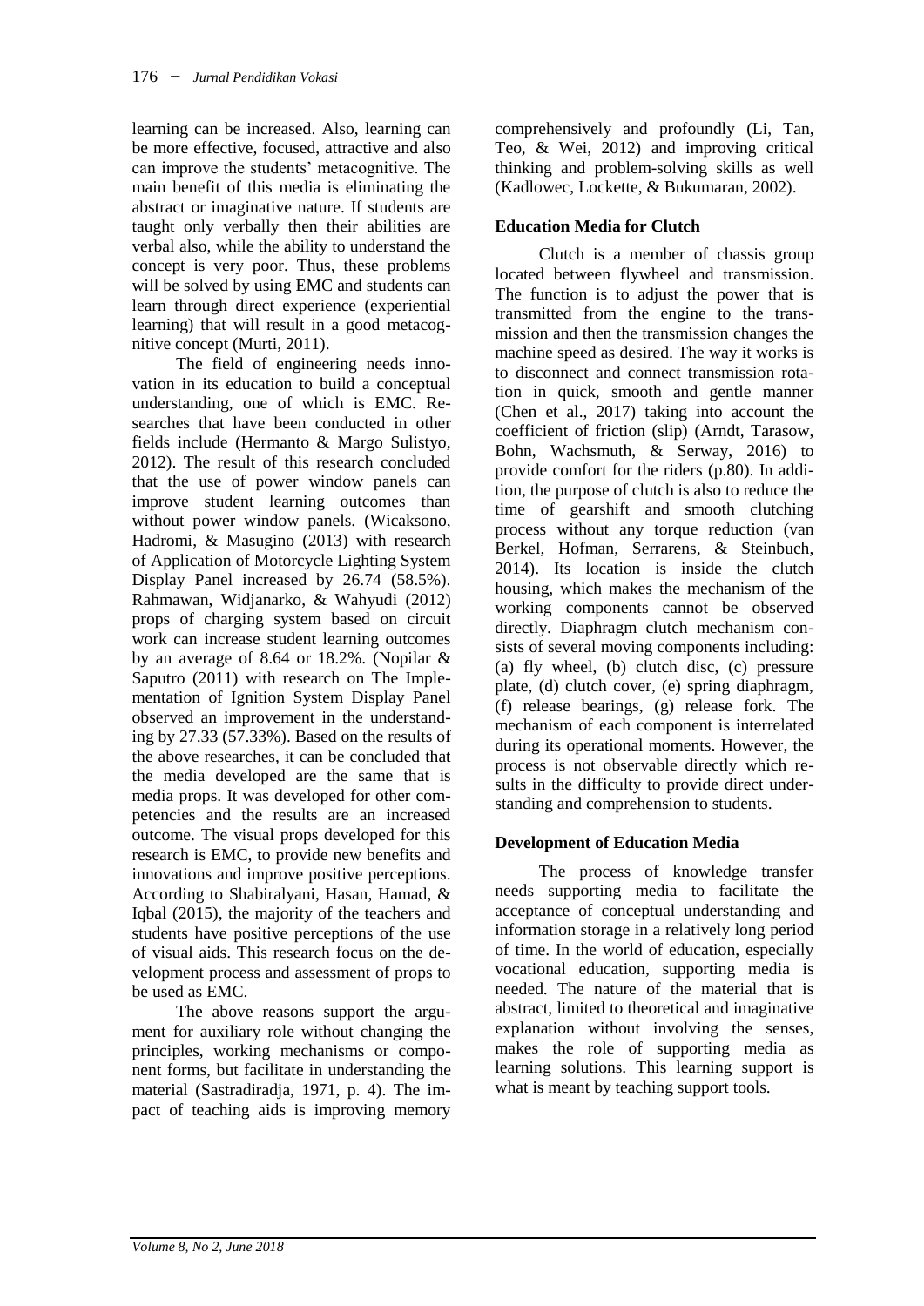learning can be increased. Also, learning can be more effective, focused, attractive and also can improve the students' metacognitive. The main benefit of this media is eliminating the abstract or imaginative nature. If students are taught only verbally then their abilities are verbal also, while the ability to understand the concept is very poor. Thus, these problems will be solved by using EMC and students can learn through direct experience (experiential learning) that will result in a good metacognitive concept (Murti, 2011).

The field of engineering needs innovation in its education to build a conceptual understanding, one of which is EMC. Researches that have been conducted in other fields include (Hermanto & Margo Sulistyo, 2012). The result of this research concluded that the use of power window panels can improve student learning outcomes than without power window panels. (Wicaksono, Hadromi, & Masugino (2013) with research of Application of Motorcycle Lighting System Display Panel increased by 26.74 (58.5%). Rahmawan, Widjanarko, & Wahyudi (2012) props of charging system based on circuit work can increase student learning outcomes by an average of 8.64 or 18.2%. (Nopilar & Saputro (2011) with research on The Implementation of Ignition System Display Panel observed an improvement in the understanding by 27.33 (57.33%). Based on the results of the above researches, it can be concluded that the media developed are the same that is media props. It was developed for other competencies and the results are an increased outcome. The visual props developed for this research is EMC, to provide new benefits and innovations and improve positive perceptions. According to Shabiralyani, Hasan, Hamad, & Iqbal (2015), the majority of the teachers and students have positive perceptions of the use of visual aids. This research focus on the development process and assessment of props to be used as EMC.

The above reasons support the argument for auxiliary role without changing the principles, working mechanisms or component forms, but facilitate in understanding the material (Sastradiradja, 1971, p. 4). The impact of teaching aids is improving memory comprehensively and profoundly (Li, Tan, Teo, & Wei, 2012) and improving critical thinking and problem-solving skills as well (Kadlowec, Lockette, & Bukumaran, 2002).

### Education Media for Clutch

Clutch is a member of chassis group located between flywheel and transmission. The function is to adjust the power that is transmitted from the engine to the transmission and then the transmission changes the machine speed as desired. The way it works is to disconnect and connect transmission rotation in quick, smooth and gentle manner (Chen et al., 2017) taking into account the coefficient of friction (slip) (Arndt, Tarasow, Bohn, Wachsmuth, & Serway, 2016) to provide comfort for the riders (p.80). In addition, the purpose of clutch is also to reduce the time of gearshift and smooth clutching process without any torque reduction (van Berkel, Hofman, Serrarens, & Steinbuch, 2014). Its location is inside the clutch housing, which makes the mechanism of the working components cannot be observed directly. Diaphragm clutch mechanism consists of several moving components including: (a) fly wheel, (b) clutch disc, (c) pressure plate, (d) clutch cover, (e) spring diaphragm, (f) release bearings, (g) release fork. The mechanism of each component is interrelated during its operational moments. However, the process is not observable directly which results in the difficulty to provide direct understanding and comprehension to students.

### Development of Education Media

The process of knowledge transfer needs supporting media to facilitate the acceptance of conceptual understanding and information storage in a relatively long period of time. In the world of education, especially vocational education, supporting media is needed. The nature of the material that is abstract, limited to theoretical and imaginative explanation without involving the senses, makes the role of supporting media as learning solutions. This learning support is what is meant by teaching support tools.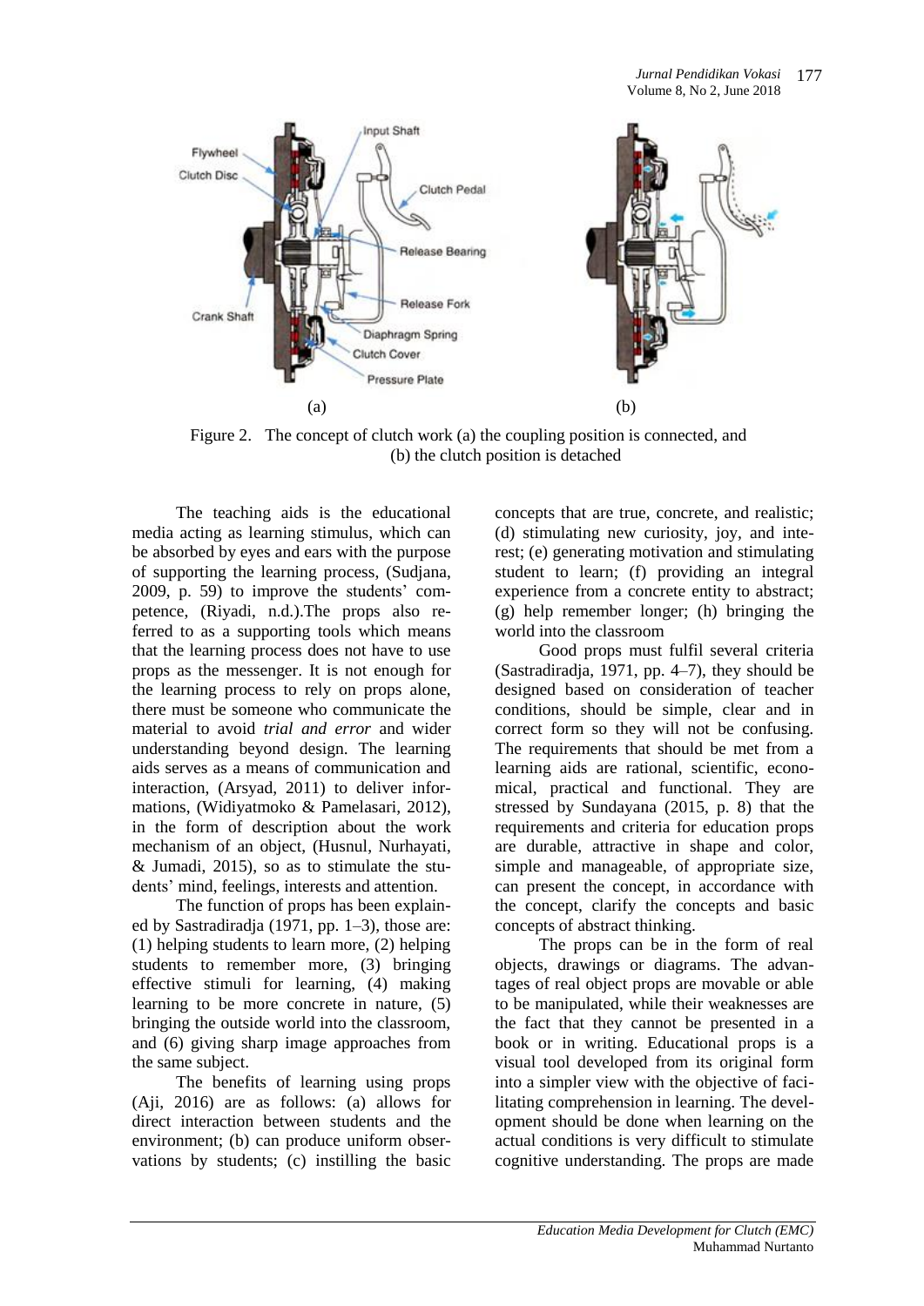Figure 2. The concept of clutch work (a) the coupling position is connected, and (b) the clutch position is detached

The teaching aids is the educational media acting as learning stimulus, which can be absorbed by eyes and ears with the purpose of supporting the learning process, (Sudjana, 2009, p. 59) to improve the students' competence, (Riyadi, n.d.).The props also referred to as a supporting tools which means that the learning process does not have to use props as the messenger. It is not enough for the learning process to rely on props alone, there must be someone who communicate the material to avoid *trial and error* and wider understanding beyond design. The learning aids serves as a means of communication and interaction, (Arsyad, 2011) to deliver informations, (Widiyatmoko & Pamelasari, 2012), in the form of description about the work mechanism of an object, (Husnul, Nurhayati, & Jumadi, 2015), so as to stimulate the students' mind, feelings, interests and attention.

The function of props has been explained by Sastradiradja (1971, pp. 1–3), those are: (1) helping students to learn more, (2) helping students to remember more, (3) bringing effective stimuli for learning, (4) making learning to be more concrete in nature, (5) bringing the outside world into the classroom, and (6) giving sharp image approaches from the same subject.

The benefits of learning using props (Aji, 2016) are as follows: (a) allows for direct interaction between students and the environment; (b) can produce uniform observations by students; (c) instilling the basic concepts that are true, concrete, and realistic; (d) stimulating new curiosity, joy, and interest; (e) generating motivation and stimulating student to learn; (f) providing an integral experience from a concrete entity to abstract; (g) help remember longer; (h) bringing the world into the classroom

Good props must fulfil several criteria (Sastradiradja, 1971, pp. 4–7), they should be designed based on consideration of teacher conditions, should be simple, clear and in correct form so they will not be confusing. The requirements that should be met from a learning aids are rational, scientific, economical, practical and functional. They are stressed by Sundayana (2015, p. 8) that the requirements and criteria for education props are durable, attractive in shape and color, simple and manageable, of appropriate size, can present the concept, in accordance with the concept, clarify the concepts and basic concepts of abstract thinking.

The props can be in the form of real objects, drawings or diagrams. The advantages of real object props are movable or able to be manipulated, while their weaknesses are the fact that they cannot be presented in a book or in writing. Educational props is a visual tool developed from its original form into a simpler view with the objective of facilitating comprehension in learning. The development should be done when learning on the actual conditions is very difficult to stimulate cognitive understanding. The props are made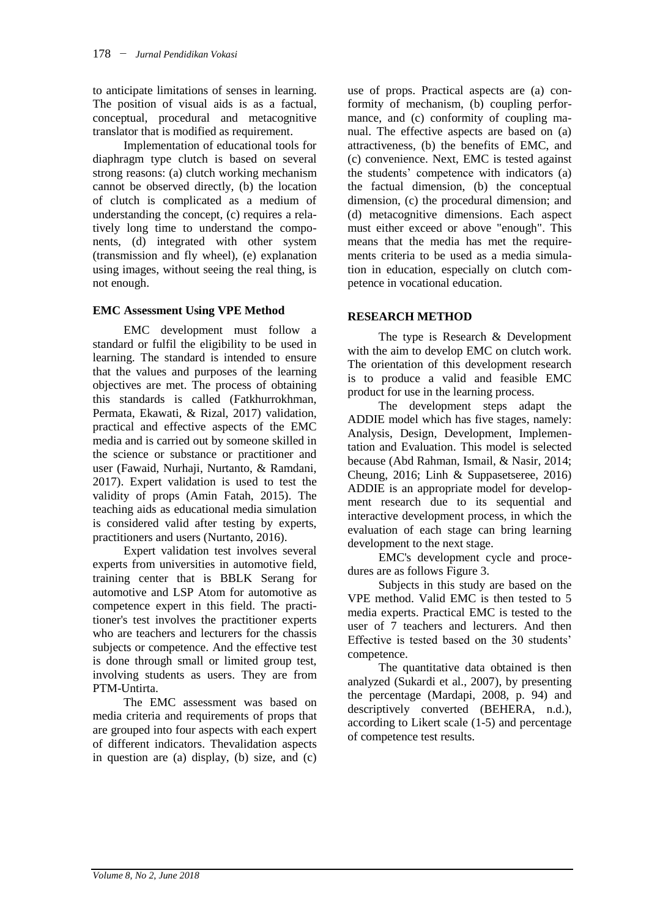to anticipate limitations of senses in learning. The position of visual aids is as a factual, conceptual, procedural and metacognitive translator that is modified as requirement.

Implementation of educational tools for diaphragm type clutch is based on several strong reasons: (a) clutch working mechanism cannot be observed directly, (b) the location of clutch is complicated as a medium of understanding the concept, (c) requires a relatively long time to understand the components, (d) integrated with other system (transmission and fly wheel), (e) explanation using images, without seeing the real thing, is not enough.

**EMC Assessment Using VPE Method**

EMC development must follow a standard or fulfil the eligibility to be used in learning. The standard is intended to ensure that the values and purposes of the learning objectives are met. The process of obtaining this standards is called (Fatkhurrokhman, Permata, Ekawati, & Rizal, 2017) validation, practical and effective aspects of the EMC media and is carried out by someone skilled in the science or substance or practitioner and user (Fawaid, Nurhaji, Nurtanto, & Ramdani, 2017). Expert validation is used to test the validity of props (Amin Fatah, 2015). The teaching aids as educational media simulation is considered valid after testing by experts, practitioners and users (Nurtanto, 2016).

Expert validation test involves several experts from universities in automotive field, training center that is BBLK Serang for automotive and LSP Atom for automotive as competence expert in this field. The practitioner's test involves the practitioner experts who are teachers and lecturers for the chassis subjects or competence. And the effective test is done through small or limited group test, involving students as users. They are from PTM-Untirta.

The EMC assessment was based on media criteria and requirements of props that are grouped into four aspects with each expert of different indicators. Thevalidation aspects in question are (a) display, (b) size, and (c) use of props. Practical aspects are (a) conformity of mechanism, (b) coupling performance, and (c) conformity of coupling manual. The effective aspects are based on (a) attractiveness, (b) the benefits of EMC, and (c) convenience. Next, EMC is tested against the students' competence with indicators (a) the factual dimension, (b) the conceptual dimension, (c) the procedural dimension; and (d) metacognitive dimensions. Each aspect must either exceed or above "enough". This means that the media has met the requirements criteria to be used as a media simulation in education, especially on clutch competence in vocational education.

**RESEARCH METHOD**

The type is Research & Development with the aim to develop EMC on clutch work. The orientation of this development research is to produce a valid and feasible EMC product for use in the learning process.

The development steps adapt the ADDIE model which has five stages, namely: Analysis, Design, Development, Implementation and Evaluation. This model is selected because (Abd Rahman, Ismail, & Nasir, 2014; Cheung, 2016; Linh & Suppasetseree, 2016) ADDIE is an appropriate model for development research due to its sequential and interactive development process, in which the evaluation of each stage can bring learning development to the next stage.

EMC's development cycle and procedures are as follows Figure 3.

Subjects in this study are based on the VPE method. Valid EMC is then tested to 5 media experts. Practical EMC is tested to the user of 7 teachers and lecturers. And then Effective is tested based on the 30 students' competence.

The quantitative data obtained is then analyzed (Sukardi et al., 2007), by presenting the percentage (Mardapi, 2008, p. 94) and descriptively converted (BEHERA, n.d.), according to Likert scale (1-5) and percentage of competence test results.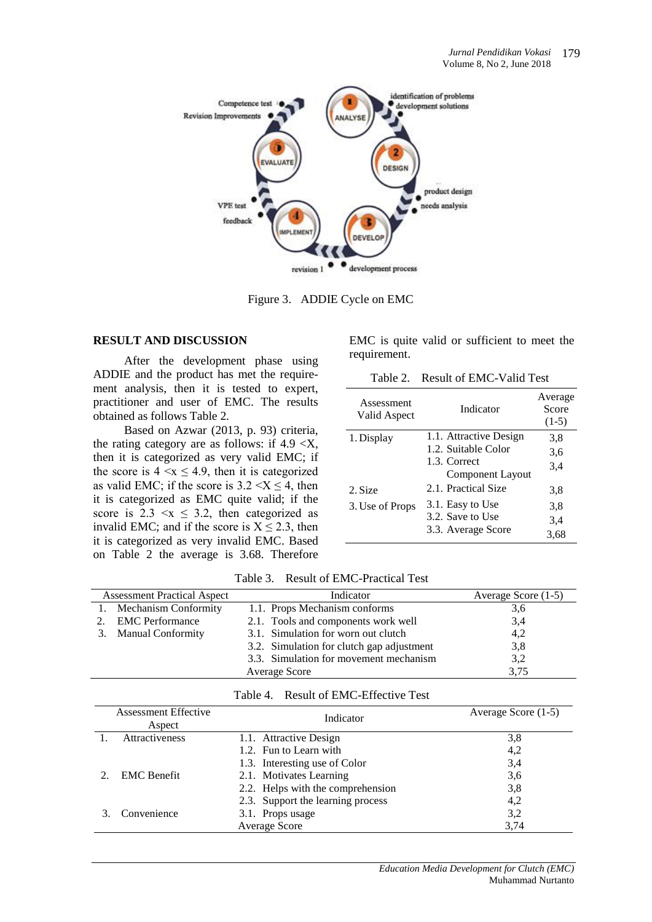Figure 3. ADDIE Cycle on EMC

## RESULT AND DISCUSSION

After the development phase using ADDIE and the product has met the requirement analysis, then it is tested to expert, practitioner and user of EMC. The results obtained as follows Table 2.

Based on Azwar (2013, p. 93) criteria, the rating category are as follows: if $4.9 < X$, then it is categorized as very valid EMC; if the score is $4 < x \leq 4.9$, then it is categorized as valid EMC; if the score is $3.2 < X \leq 4$, then it is categorized as EMC quite valid; if the score is $2.3 < x \leq 3.2$, then categorized as invalid EMC; and if the score is $X \leq 2.3$, then it is categorized as very invalid EMC. Based on Table 2 the average is 3.68. Therefore EMC is quite valid or sufficient to meet the requirement.

Table 2. Result of EMC-Valid Test

| Assessment Valid Aspect | Indicator | Average Score (1-5) |
|---|---|---|
| 1. Display | 1.1. Attractive Design | 3,8 |
| | 1.2. Suitable Color | 3,6 |
| | 1.3. Correct Component Layout | 3,4 |
| 2. Size | 2.1. Practical Size | 3,8 |
| 3. Use of Props | 3.1. Easy to Use | 3,8 |
| | 3.2. Save to Use | 3,4 |
| | 3.3. Average Score | 3,68 |

Table 3. Result of EMC-Practical Test

| Assessment Practical Aspect | Indicator | Average Score (1-5) |
|---|---|---|
| 1. Mechanism Conformity | 1.1. Props Mechanism conforms | 3,6 |
| 2. EMC Performance | 2.1. Tools and components work well | 3,4 |
| 3. Manual Conformity | 3.1. Simulation for worn out clutch | 4,2 |
| | 3.2. Simulation for clutch gap adjustment | 3,8 |
| | 3.3. Simulation for movement mechanism | 3,2 |
| | Average Score | 3,75 |

Table 4. Result of EMC-Effective Test

| Assessment Effective Aspect | Indicator | Average Score (1-5) |
|---|---|---|
| 1. Attractiveness | 1.1. Attractive Design | 3,8 |
| | 1.2. Fun to Learn with | 4,2 |
| | 1.3. Interesting use of Color | 3,4 |
| 2. EMC Benefit | 2.1. Motivates Learning | 3,6 |
| | 2.2. Helps with the comprehension | 3,8 |
| | 2.3. Support the learning process | 4,2 |
| 3. Convenience | 3.1. Props usage | 3,2 |
| | Average Score | 3,74 |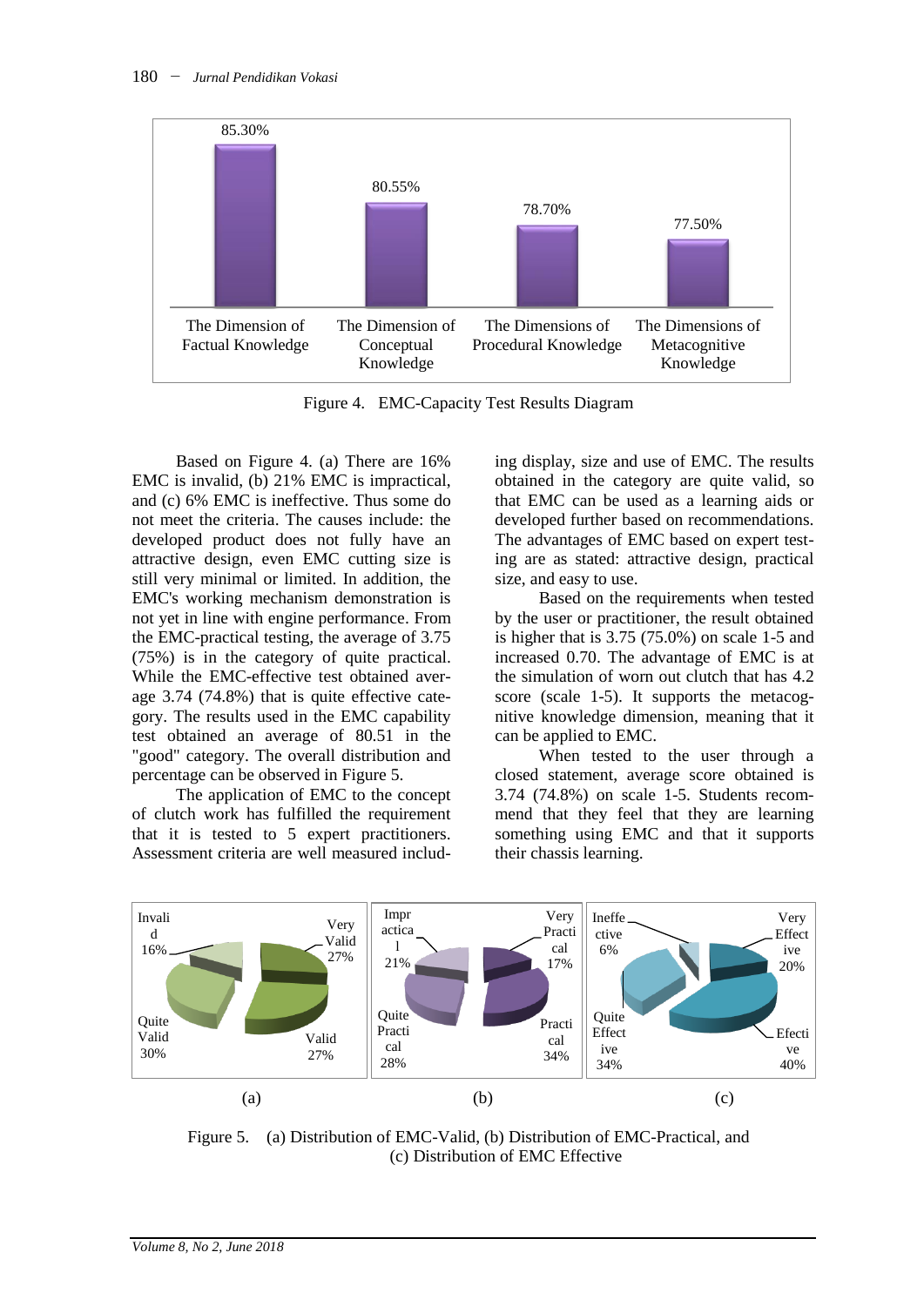Figure 4. EMC-Capacity Test Results Diagram

Based on Figure 4. (a) There are 16% EMC is invalid, (b) 21% EMC is impractical, and (c) 6% EMC is ineffective. Thus some do not meet the criteria. The causes include: the developed product does not fully have an attractive design, even EMC cutting size is still very minimal or limited. In addition, the EMC's working mechanism demonstration is not yet in line with engine performance. From the EMC-practical testing, the average of 3.75 (75%) is in the category of quite practical. While the EMC-effective test obtained average 3.74 (74.8%) that is quite effective category. The results used in the EMC capability test obtained an average of 80.51 in the "good" category. The overall distribution and percentage can be observed in Figure 5.

The application of EMC to the concept of clutch work has fulfilled the requirement that it is tested to 5 expert practitioners. Assessment criteria are well measured including display, size and use of EMC. The results obtained in the category are quite valid, so that EMC can be used as a learning aids or developed further based on recommendations. The advantages of EMC based on expert testing are as stated: attractive design, practical size, and easy to use.

Based on the requirements when tested by the user or practitioner, the result obtained is higher that is 3.75 (75.0%) on scale 1-5 and increased 0.70. The advantage of EMC is at the simulation of worn out clutch that has 4.2 score (scale 1-5). It supports the metacognitive knowledge dimension, meaning that it can be applied to EMC.

When tested to the user through a closed statement, average score obtained is 3.74 (74.8%) on scale 1-5. Students recommend that they feel that they are learning something using EMC and that it supports their chassis learning.

Figure 5. (a) Distribution of EMC-Valid, (b) Distribution of EMC-Practical, and (c) Distribution of EMC Effective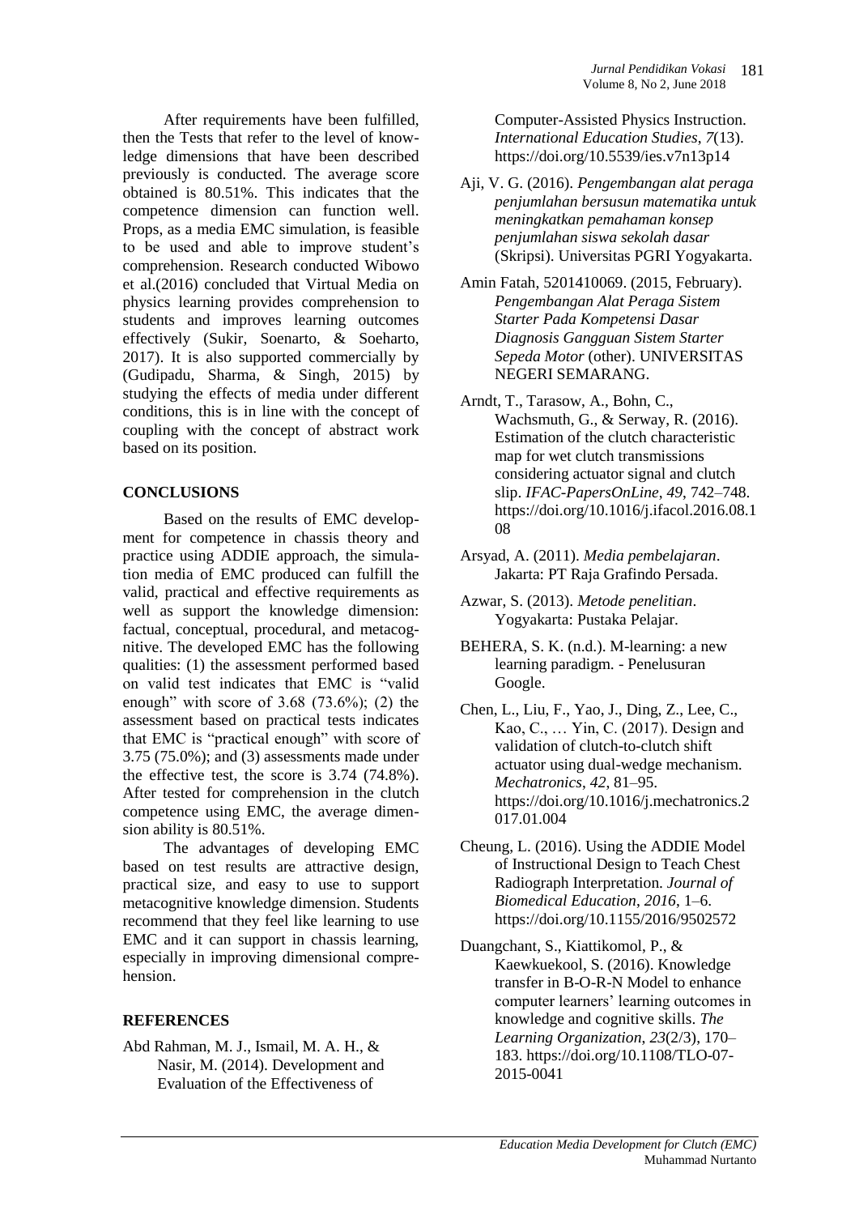After requirements have been fulfilled, then the Tests that refer to the level of knowledge dimensions that have been described previously is conducted. The average score obtained is 80.51%. This indicates that the competence dimension can function well. Props, as a media EMC simulation, is feasible to be used and able to improve student's comprehension. Research conducted Wibowo et al.(2016) concluded that Virtual Media on physics learning provides comprehension to students and improves learning outcomes effectively (Sukir, Soenarto, & Soeharto, 2017). It is also supported commercially by (Gudipadu, Sharma, & Singh, 2015) by studying the effects of media under different conditions, this is in line with the concept of coupling with the concept of abstract work based on its position.

## CONCLUSIONS

Based on the results of EMC development for competence in chassis theory and practice using ADDIE approach, the simulation media of EMC produced can fulfill the valid, practical and effective requirements as well as support the knowledge dimension: factual, conceptual, procedural, and metacognitive. The developed EMC has the following qualities: (1) the assessment performed based on valid test indicates that EMC is "valid enough" with score of 3.68 (73.6%); (2) the assessment based on practical tests indicates that EMC is "practical enough" with score of 3.75 (75.0%); and (3) assessments made under the effective test, the score is 3.74 (74.8%). After tested for comprehension in the clutch competence using EMC, the average dimension ability is 80.51%.

The advantages of developing EMC based on test results are attractive design, practical size, and easy to use to support metacognitive knowledge dimension. Students recommend that they feel like learning to use EMC and it can support in chassis learning, especially in improving dimensional comprehension.

## REFERENCES

Abd Rahman, M. J., Ismail, M. A. H., & Nasir, M. (2014). Development and Evaluation of the Effectiveness of Computer-Assisted Physics Instruction. *International Education Studies*, *7*(13). https://doi.org/10.5539/ies.v7n13p14

Aji, V. G. (2016). *Pengembangan alat peraga penjumlahan bersusun matematika untuk meningkatkan pemahaman konsep penjumlahan siswa sekolah dasar* (Skripsi). Universitas PGRI Yogyakarta.

Amin Fatah, 5201410069. (2015, February). *Pengembangan Alat Peraga Sistem Starter Pada Kompetensi Dasar Diagnosis Gangguan Sistem Starter Sepeda Motor* (other). UNIVERSITAS NEGERI SEMARANG.

Arndt, T., Tarasow, A., Bohn, C., Wachsmuth, G., & Serway, R. (2016). Estimation of the clutch characteristic map for wet clutch transmissions considering actuator signal and clutch slip. *IFAC-PapersOnLine*, *49*, 742–748. https://doi.org/10.1016/j.ifacol.2016.08.108

Arsyad, A. (2011). *Media pembelajaran*. Jakarta: PT Raja Grafindo Persada.

Azwar, S. (2013). *Metode penelitian*. Yogyakarta: Pustaka Pelajar.

BEHERA, S. K. (n.d.). M-learning: a new learning paradigm. - Penelusuran Google.

Chen, L., Liu, F., Yao, J., Ding, Z., Lee, C., Kao, C., … Yin, C. (2017). Design and validation of clutch-to-clutch shift actuator using dual-wedge mechanism. *Mechatronics*, *42*, 81–95. https://doi.org/10.1016/j.mechatronics.2017.01.004

Cheung, L. (2016). Using the ADDIE Model of Instructional Design to Teach Chest Radiograph Interpretation. *Journal of Biomedical Education*, *2016*, 1–6. https://doi.org/10.1155/2016/9502572

Duangchant, S., Kiattikomol, P., & Kaewkuekool, S. (2016). Knowledge transfer in B-O-R-N Model to enhance computer learners' learning outcomes in knowledge and cognitive skills. *The Learning Organization*, *23*(2/3), 170–183. https://doi.org/10.1108/TLO-07-2015-0041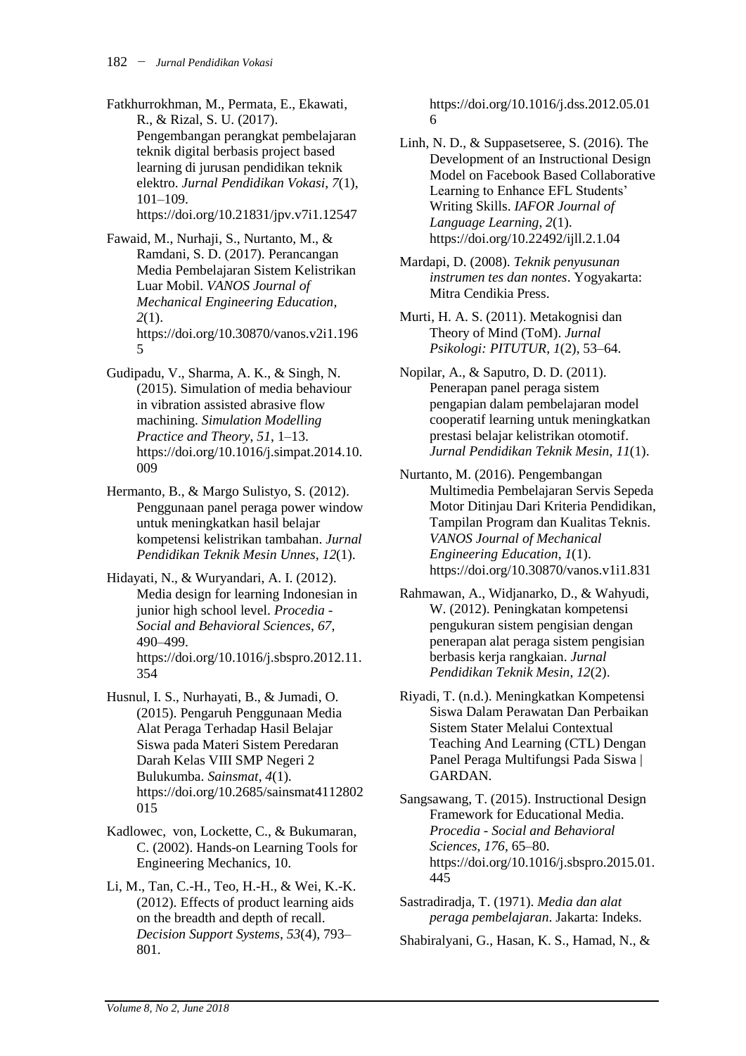Fatkhurrokhman, M., Permata, E., Ekawati, R., & Rizal, S. U. (2017). Pengembangan perangkat pembelajaran teknik digital berbasis project based learning di jurusan pendidikan teknik elektro. *Jurnal Pendidikan Vokasi*, *7*(1), 101–109. https://doi.org/10.21831/jpv.v7i1.12547

Fawaid, M., Nurhaji, S., Nurtanto, M., & Ramdani, S. D. (2017). Perancangan Media Pembelajaran Sistem Kelistrikan Luar Mobil. *VANOS Journal of Mechanical Engineering Education*, *2*(1). https://doi.org/10.30870/vanos.v2i1.1965

Gudipadu, V., Sharma, A. K., & Singh, N. (2015). Simulation of media behaviour in vibration assisted abrasive flow machining. *Simulation Modelling Practice and Theory*, *51*, 1–13. https://doi.org/10.1016/j.simpat.2014.10.009

Hermanto, B., & Margo Sulistyo, S. (2012). Penggunaan panel peraga power window untuk meningkatkan hasil belajar kompetensi kelistrikan tambahan. *Jurnal Pendidikan Teknik Mesin Unnes*, *12*(1).

Hidayati, N., & Wuryandari, A. I. (2012). Media design for learning Indonesian in junior high school level. *Procedia - Social and Behavioral Sciences*, *67*, 490–499. https://doi.org/10.1016/j.sbspro.2012.11.354

Husnul, I. S., Nurhayati, B., & Jumadi, O. (2015). Pengaruh Penggunaan Media Alat Peraga Terhadap Hasil Belajar Siswa pada Materi Sistem Peredaran Darah Kelas VIII SMP Negeri 2 Bulukumba. *Sainsmat*, *4*(1). https://doi.org/10.2685/sainsmat4112802015

Kadlowec, von, Lockette, C., & Bukumaran, C. (2002). Hands-on Learning Tools for Engineering Mechanics, 10.

Li, M., Tan, C.-H., Teo, H.-H., & Wei, K.-K. (2012). Effects of product learning aids on the breadth and depth of recall. *Decision Support Systems*, *53*(4), 793–801. https://doi.org/10.1016/j.dss.2012.05.016

Linh, N. D., & Suppasetseree, S. (2016). The Development of an Instructional Design Model on Facebook Based Collaborative Learning to Enhance EFL Students' Writing Skills. *IAFOR Journal of Language Learning*, *2*(1). https://doi.org/10.22492/ijll.2.1.04

Mardapi, D. (2008). *Teknik penyusunan instrumen tes dan nontes*. Yogyakarta: Mitra Cendikia Press.

Murti, H. A. S. (2011). Metakognisi dan Theory of Mind (ToM). *Jurnal Psikologi: PITUTUR*, *1*(2), 53–64.

Nopilar, A., & Saputro, D. D. (2011). Penerapan panel peraga sistem pengapian dalam pembelajaran model cooperatif learning untuk meningkatkan prestasi belajar kelistrikan otomotif. *Jurnal Pendidikan Teknik Mesin*, *11*(1).

Nurtanto, M. (2016). Pengembangan Multimedia Pembelajaran Servis Sepeda Motor Ditinjau Dari Kriteria Pendidikan, Tampilan Program dan Kualitas Teknis. *VANOS Journal of Mechanical Engineering Education*, *1*(1). https://doi.org/10.30870/vanos.v1i1.831

Rahmawan, A., Widjanarko, D., & Wahyudi, W. (2012). Peningkatan kompetensi pengukuran sistem pengisian dengan penerapan alat peraga sistem pengisian berbasis kerja rangkaian. *Jurnal Pendidikan Teknik Mesin*, *12*(2).

Riyadi, T. (n.d.). Meningkatkan Kompetensi Siswa Dalam Perawatan Dan Perbaikan Sistem Stater Melalui Contextual Teaching And Learning (CTL) Dengan Panel Peraga Multifungsi Pada Siswa | GARDAN.

Sangsawang, T. (2015). Instructional Design Framework for Educational Media. *Procedia - Social and Behavioral Sciences*, *176*, 65–80. https://doi.org/10.1016/j.sbspro.2015.01.445

Sastradiradja, T. (1971). *Media dan alat peraga pembelajaran*. Jakarta: Indeks.

Shabiralyani, G., Hasan, K. S., Hamad, N., &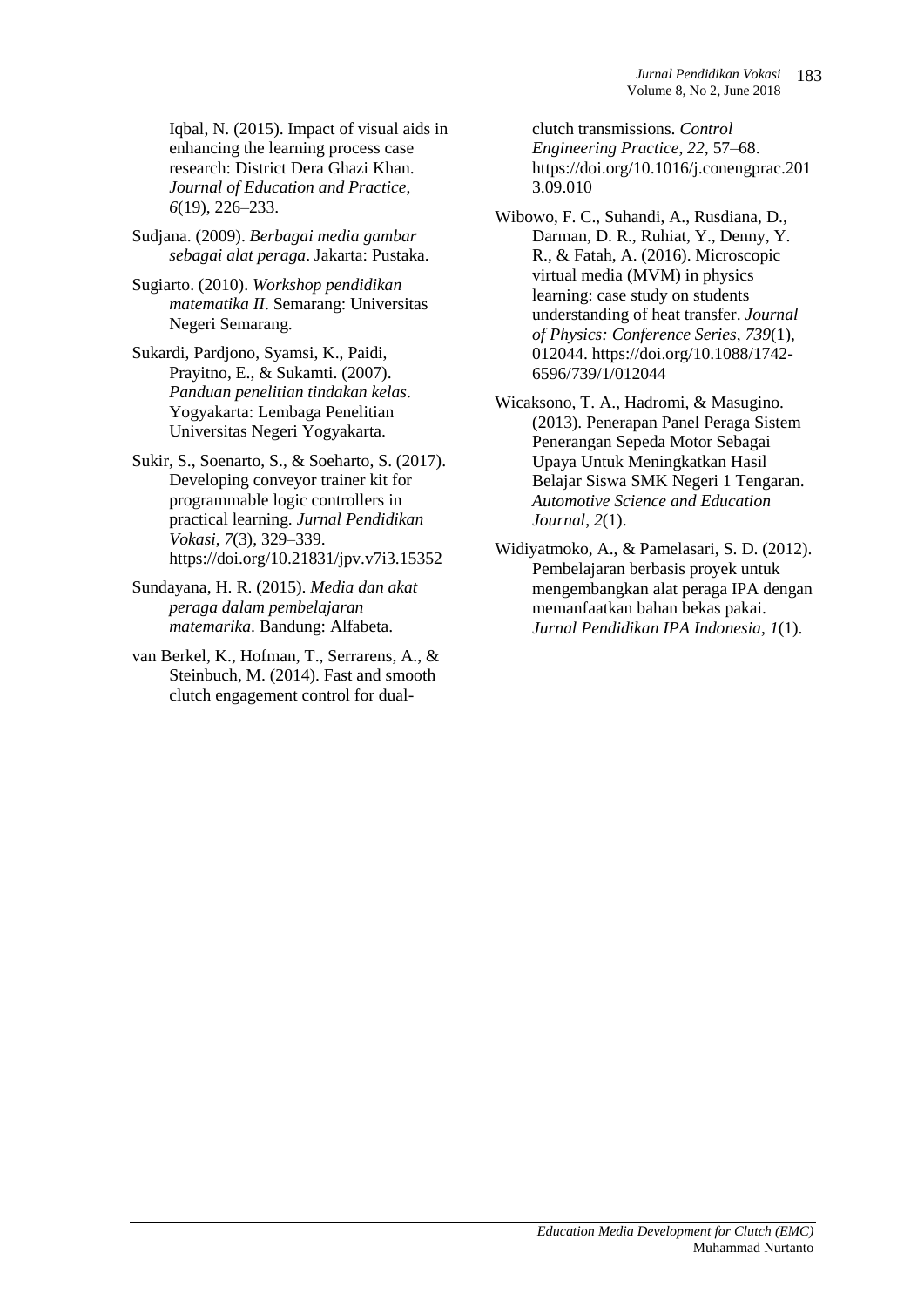Iqbal, N. (2015). Impact of visual aids in enhancing the learning process case research: District Dera Ghazi Khan. *Journal of Education and Practice*, *6*(19), 226–233.

Sudjana. (2009). *Berbagai media gambar sebagai alat peraga*. Jakarta: Pustaka.

Sugiarto. (2010). *Workshop pendidikan matematika II*. Semarang: Universitas Negeri Semarang.

Sukardi, Pardjono, Syamsi, K., Paidi, Prayitno, E., & Sukamti. (2007). *Panduan penelitian tindakan kelas*. Yogyakarta: Lembaga Penelitian Universitas Negeri Yogyakarta.

Sukir, S., Soenarto, S., & Soeharto, S. (2017). Developing conveyor trainer kit for programmable logic controllers in practical learning. *Jurnal Pendidikan Vokasi*, *7*(3), 329–339. https://doi.org/10.21831/jpv.v7i3.15352

Sundayana, H. R. (2015). *Media dan akat peraga dalam pembelajaran matemarika*. Bandung: Alfabeta.

van Berkel, K., Hofman, T., Serrarens, A., & Steinbuch, M. (2014). Fast and smooth clutch engagement control for dual-clutch transmissions. *Control Engineering Practice*, *22*, 57–68. https://doi.org/10.1016/j.conengprac.2013.09.010

Wibowo, F. C., Suhandi, A., Rusdiana, D., Darman, D. R., Ruhiat, Y., Denny, Y. R., & Fatah, A. (2016). Microscopic virtual media (MVM) in physics learning: case study on students understanding of heat transfer. *Journal of Physics: Conference Series*, *739*(1), 012044. https://doi.org/10.1088/1742-6596/739/1/012044

Wicaksono, T. A., Hadromi, & Masugino. (2013). Penerapan Panel Peraga Sistem Penerangan Sepeda Motor Sebagai Upaya Untuk Meningkatkan Hasil Belajar Siswa SMK Negeri 1 Tengaran. *Automotive Science and Education Journal*, *2*(1).

Widiyatmoko, A., & Pamelasari, S. D. (2012). Pembelajaran berbasis proyek untuk mengembangkan alat peraga IPA dengan memanfaatkan bahan bekas pakai. *Jurnal Pendidikan IPA Indonesia*, *1*(1).